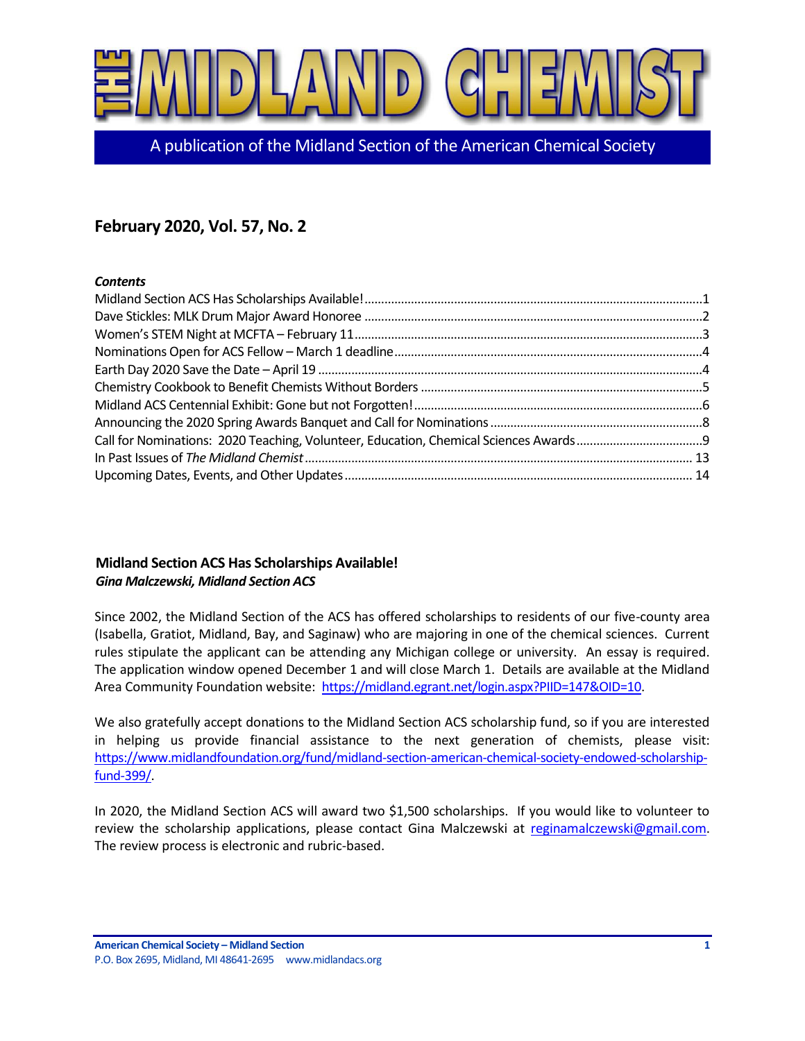# THE MIDLAND CHEMIST

A publication of the Midland Section of the American Chemical Society

## February 2020, Vol. 57, No. 2

***Contents***

Midland Section ACS Has Scholarships Available! .....1
Dave Stickles: MLK Drum Major Award Honoree .....2
Women's STEM Night at MCFTA – February 11 .....3
Nominations Open for ACS Fellow – March 1 deadline .....4
Earth Day 2020 Save the Date – April 19 .....4
Chemistry Cookbook to Benefit Chemists Without Borders .....5
Midland ACS Centennial Exhibit: Gone but not Forgotten! .....6
Announcing the 2020 Spring Awards Banquet and Call for Nominations .....8
Call for Nominations: 2020 Teaching, Volunteer, Education, Chemical Sciences Awards .....9
In Past Issues of *The Midland Chemist* .....13
Upcoming Dates, Events, and Other Updates .....14

### Midland Section ACS Has Scholarships Available!

***Gina Malczewski, Midland Section ACS***

Since 2002, the Midland Section of the ACS has offered scholarships to residents of our five-county area (Isabella, Gratiot, Midland, Bay, and Saginaw) who are majoring in one of the chemical sciences. Current rules stipulate the applicant can be attending any Michigan college or university. An essay is required. The application window opened December 1 and will close March 1. Details are available at the Midland Area Community Foundation website: https://midland.egrant.net/login.aspx?PIID=147&OID=10.

We also gratefully accept donations to the Midland Section ACS scholarship fund, so if you are interested in helping us provide financial assistance to the next generation of chemists, please visit: https://www.midlandfoundation.org/fund/midland-section-american-chemical-society-endowed-scholarship-fund-399/.

In 2020, the Midland Section ACS will award two $1,500 scholarships. If you would like to volunteer to review the scholarship applications, please contact Gina Malczewski at reginamalczewski@gmail.com. The review process is electronic and rubric-based.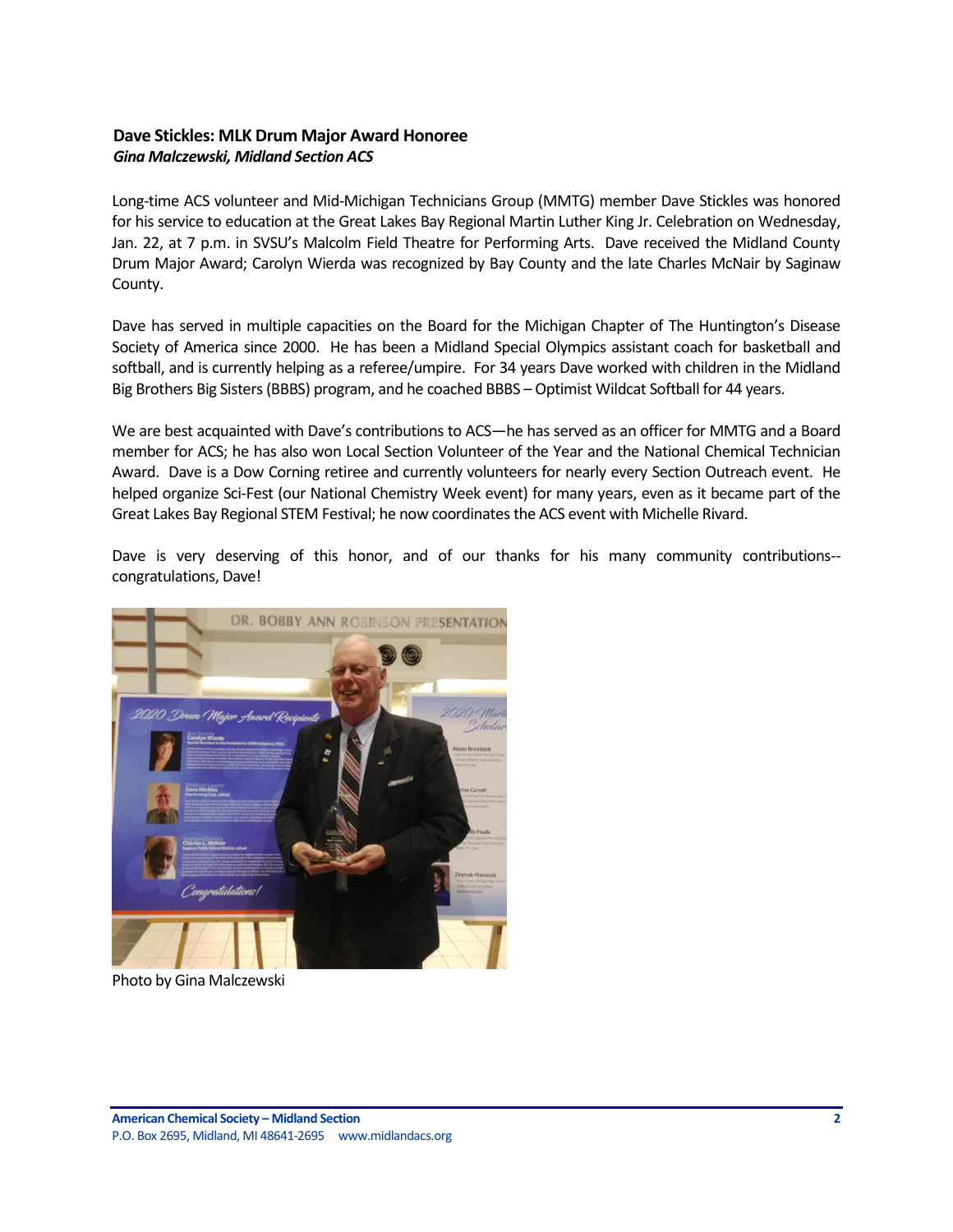**Dave Stickles: MLK Drum Major Award Honoree**
***Gina Malczewski, Midland Section ACS***

Long-time ACS volunteer and Mid-Michigan Technicians Group (MMTG) member Dave Stickles was honored for his service to education at the Great Lakes Bay Regional Martin Luther King Jr. Celebration on Wednesday, Jan. 22, at 7 p.m. in SVSU's Malcolm Field Theatre for Performing Arts. Dave received the Midland County Drum Major Award; Carolyn Wierda was recognized by Bay County and the late Charles McNair by Saginaw County.

Dave has served in multiple capacities on the Board for the Michigan Chapter of The Huntington's Disease Society of America since 2000. He has been a Midland Special Olympics assistant coach for basketball and softball, and is currently helping as a referee/umpire. For 34 years Dave worked with children in the Midland Big Brothers Big Sisters (BBBS) program, and he coached BBBS – Optimist Wildcat Softball for 44 years.

We are best acquainted with Dave's contributions to ACS—he has served as an officer for MMTG and a Board member for ACS; he has also won Local Section Volunteer of the Year and the National Chemical Technician Award. Dave is a Dow Corning retiree and currently volunteers for nearly every Section Outreach event. He helped organize Sci-Fest (our National Chemistry Week event) for many years, even as it became part of the Great Lakes Bay Regional STEM Festival; he now coordinates the ACS event with Michelle Rivard.

Dave is very deserving of this honor, and of our thanks for his many community contributions--congratulations, Dave!

Photo by Gina Malczewski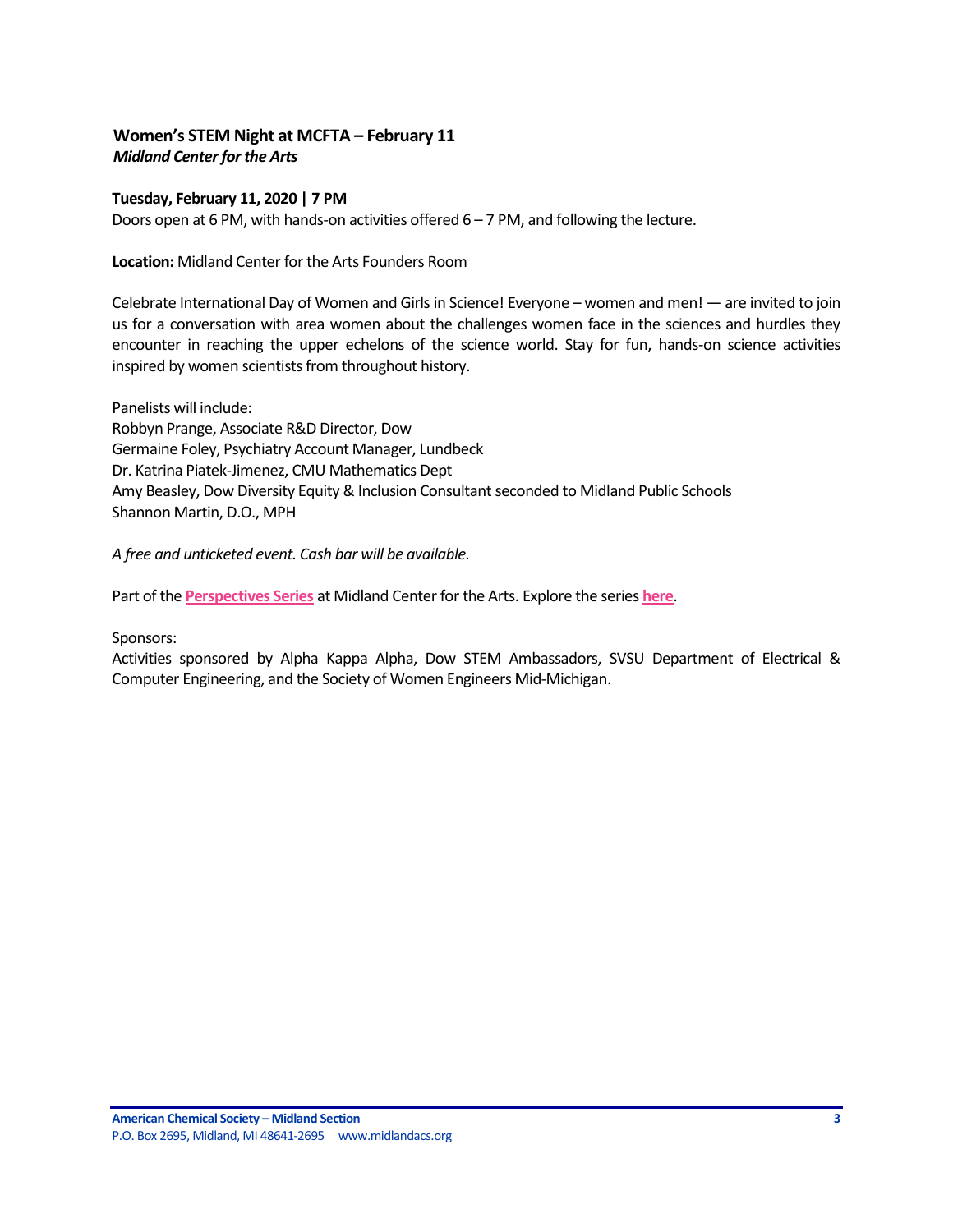## Women's STEM Night at MCFTA – February 11
***Midland Center for the Arts***

**Tuesday, February 11, 2020 | 7 PM**
Doors open at 6 PM, with hands-on activities offered 6 – 7 PM, and following the lecture.

**Location:** Midland Center for the Arts Founders Room

Celebrate International Day of Women and Girls in Science! Everyone – women and men! — are invited to join us for a conversation with area women about the challenges women face in the sciences and hurdles they encounter in reaching the upper echelons of the science world. Stay for fun, hands-on science activities inspired by women scientists from throughout history.

Panelists will include:
Robbyn Prange, Associate R&D Director, Dow
Germaine Foley, Psychiatry Account Manager, Lundbeck
Dr. Katrina Piatek-Jimenez, CMU Mathematics Dept
Amy Beasley, Dow Diversity Equity & Inclusion Consultant seconded to Midland Public Schools
Shannon Martin, D.O., MPH

*A free and unticketed event. Cash bar will be available.*

Part of the **Perspectives Series** at Midland Center for the Arts. Explore the series **here**.

Sponsors:
Activities sponsored by Alpha Kappa Alpha, Dow STEM Ambassadors, SVSU Department of Electrical & Computer Engineering, and the Society of Women Engineers Mid-Michigan.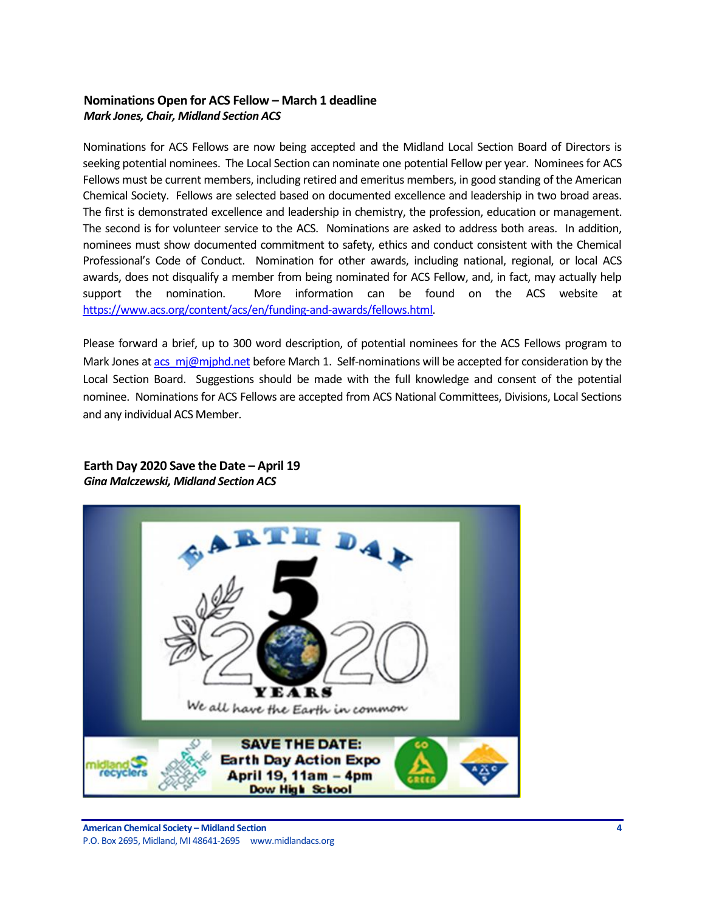## Nominations Open for ACS Fellow – March 1 deadline

***Mark Jones, Chair, Midland Section ACS***

Nominations for ACS Fellows are now being accepted and the Midland Local Section Board of Directors is seeking potential nominees. The Local Section can nominate one potential Fellow per year. Nominees for ACS Fellows must be current members, including retired and emeritus members, in good standing of the American Chemical Society. Fellows are selected based on documented excellence and leadership in two broad areas. The first is demonstrated excellence and leadership in chemistry, the profession, education or management. The second is for volunteer service to the ACS. Nominations are asked to address both areas. In addition, nominees must show documented commitment to safety, ethics and conduct consistent with the Chemical Professional's Code of Conduct. Nomination for other awards, including national, regional, or local ACS awards, does not disqualify a member from being nominated for ACS Fellow, and, in fact, may actually help support the nomination. More information can be found on the ACS website at https://www.acs.org/content/acs/en/funding-and-awards/fellows.html.

Please forward a brief, up to 300 word description, of potential nominees for the ACS Fellows program to Mark Jones at acs_mj@mjphd.net before March 1. Self-nominations will be accepted for consideration by the Local Section Board. Suggestions should be made with the full knowledge and consent of the potential nominee. Nominations for ACS Fellows are accepted from ACS National Committees, Divisions, Local Sections and any individual ACS Member.

## Earth Day 2020 Save the Date – April 19

***Gina Malczewski, Midland Section ACS***

EARTH DAY 50 YEARS 2020

We all have the Earth in common

SAVE THE DATE:
Earth Day Action Expo
April 19, 11am – 4pm
Dow High School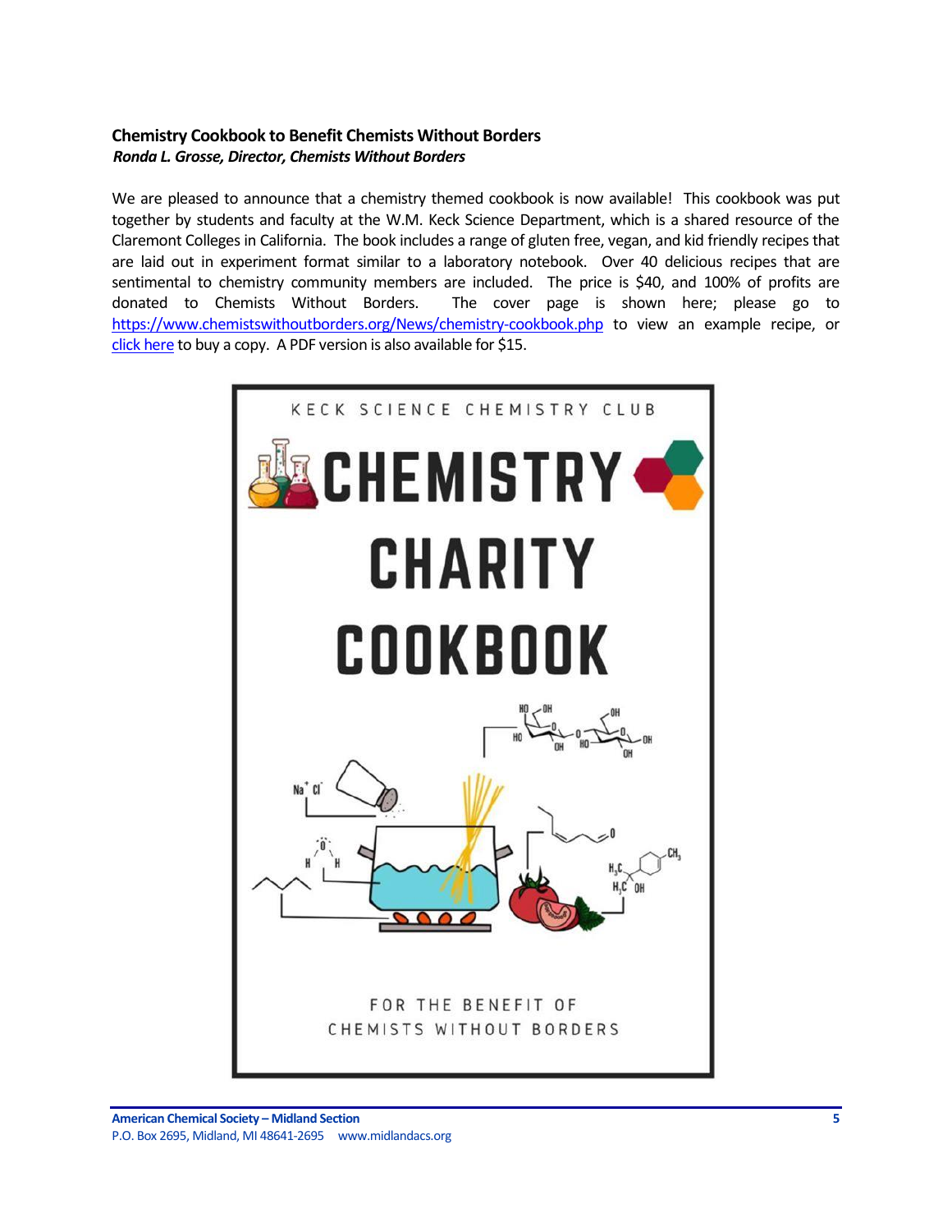**Chemistry Cookbook to Benefit Chemists Without Borders**

***Ronda L. Grosse, Director, Chemists Without Borders***

We are pleased to announce that a chemistry themed cookbook is now available! This cookbook was put together by students and faculty at the W.M. Keck Science Department, which is a shared resource of the Claremont Colleges in California. The book includes a range of gluten free, vegan, and kid friendly recipes that are laid out in experiment format similar to a laboratory notebook. Over 40 delicious recipes that are sentimental to chemistry community members are included. The price is $40, and 100% of profits are donated to Chemists Without Borders. The cover page is shown here; please go to https://www.chemistswithoutborders.org/News/chemistry-cookbook.php to view an example recipe, or click here to buy a copy. A PDF version is also available for $15.

KECK SCIENCE CHEMISTRY CLUB

CHEMISTRY CHARITY COOKBOOK

FOR THE BENEFIT OF CHEMISTS WITHOUT BORDERS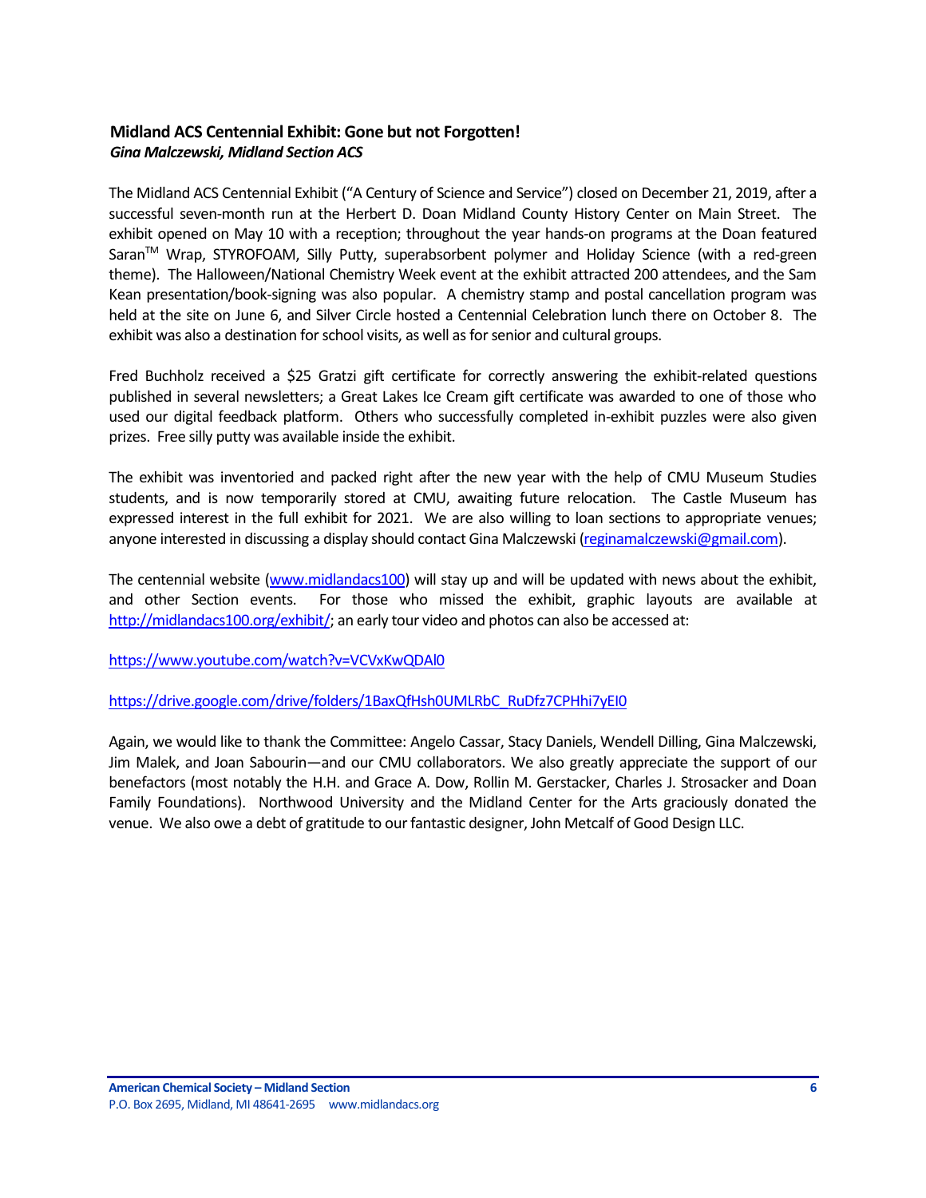**Midland ACS Centennial Exhibit: Gone but not Forgotten!**
***Gina Malczewski, Midland Section ACS***

The Midland ACS Centennial Exhibit ("A Century of Science and Service") closed on December 21, 2019, after a successful seven-month run at the Herbert D. Doan Midland County History Center on Main Street. The exhibit opened on May 10 with a reception; throughout the year hands-on programs at the Doan featured Saran™ Wrap, STYROFOAM, Silly Putty, superabsorbent polymer and Holiday Science (with a red-green theme). The Halloween/National Chemistry Week event at the exhibit attracted 200 attendees, and the Sam Kean presentation/book-signing was also popular. A chemistry stamp and postal cancellation program was held at the site on June 6, and Silver Circle hosted a Centennial Celebration lunch there on October 8. The exhibit was also a destination for school visits, as well as for senior and cultural groups.

Fred Buchholz received a $25 Gratzi gift certificate for correctly answering the exhibit-related questions published in several newsletters; a Great Lakes Ice Cream gift certificate was awarded to one of those who used our digital feedback platform. Others who successfully completed in-exhibit puzzles were also given prizes. Free silly putty was available inside the exhibit.

The exhibit was inventoried and packed right after the new year with the help of CMU Museum Studies students, and is now temporarily stored at CMU, awaiting future relocation. The Castle Museum has expressed interest in the full exhibit for 2021. We are also willing to loan sections to appropriate venues; anyone interested in discussing a display should contact Gina Malczewski (reginamalczewski@gmail.com).

The centennial website (www.midlandacs100) will stay up and will be updated with news about the exhibit, and other Section events. For those who missed the exhibit, graphic layouts are available at http://midlandacs100.org/exhibit/; an early tour video and photos can also be accessed at:

https://www.youtube.com/watch?v=VCVxKwQDAl0

https://drive.google.com/drive/folders/1BaxQfHsh0UMLRbC_RuDfz7CPHhi7yEI0

Again, we would like to thank the Committee: Angelo Cassar, Stacy Daniels, Wendell Dilling, Gina Malczewski, Jim Malek, and Joan Sabourin—and our CMU collaborators. We also greatly appreciate the support of our benefactors (most notably the H.H. and Grace A. Dow, Rollin M. Gerstacker, Charles J. Strosacker and Doan Family Foundations). Northwood University and the Midland Center for the Arts graciously donated the venue. We also owe a debt of gratitude to our fantastic designer, John Metcalf of Good Design LLC.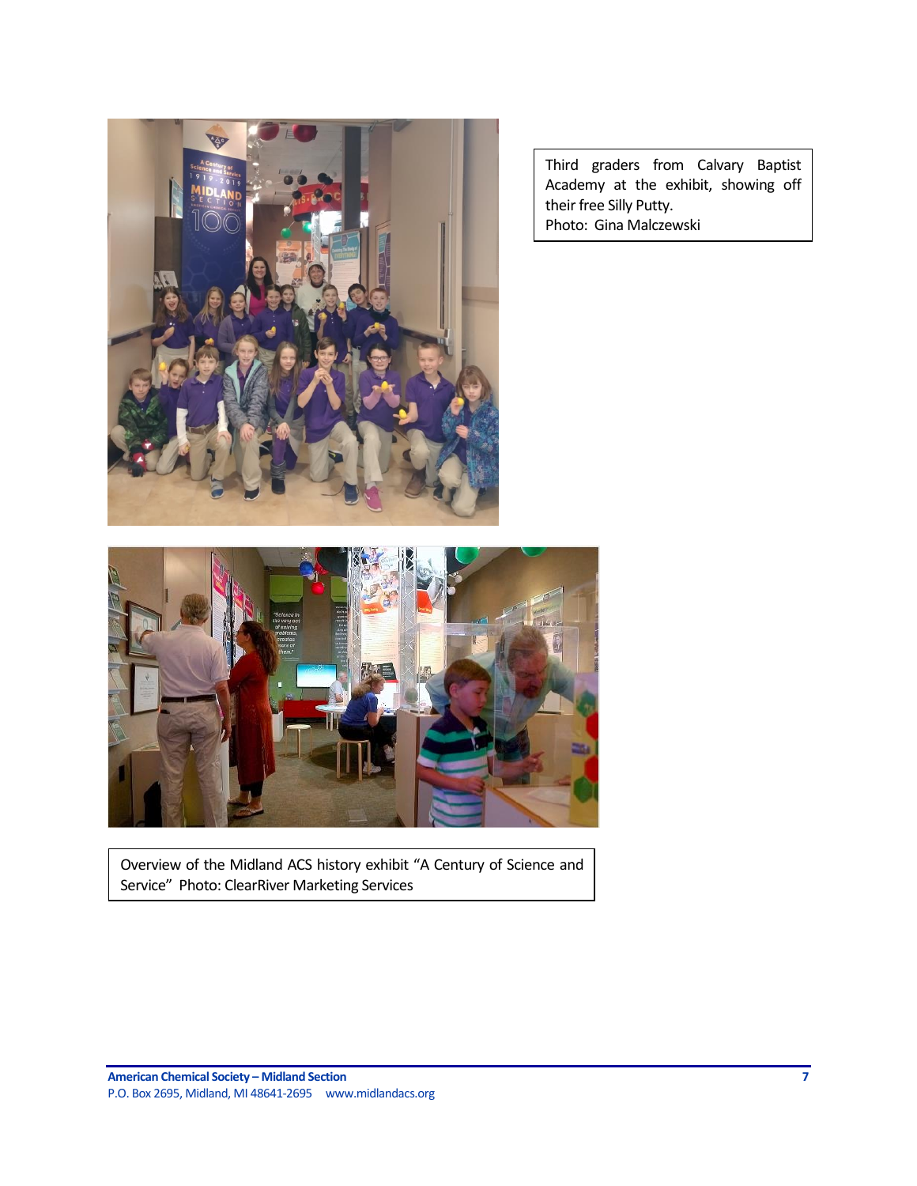Third graders from Calvary Baptist Academy at the exhibit, showing off their free Silly Putty.
Photo: Gina Malczewski

Overview of the Midland ACS history exhibit "A Century of Science and Service" Photo: ClearRiver Marketing Services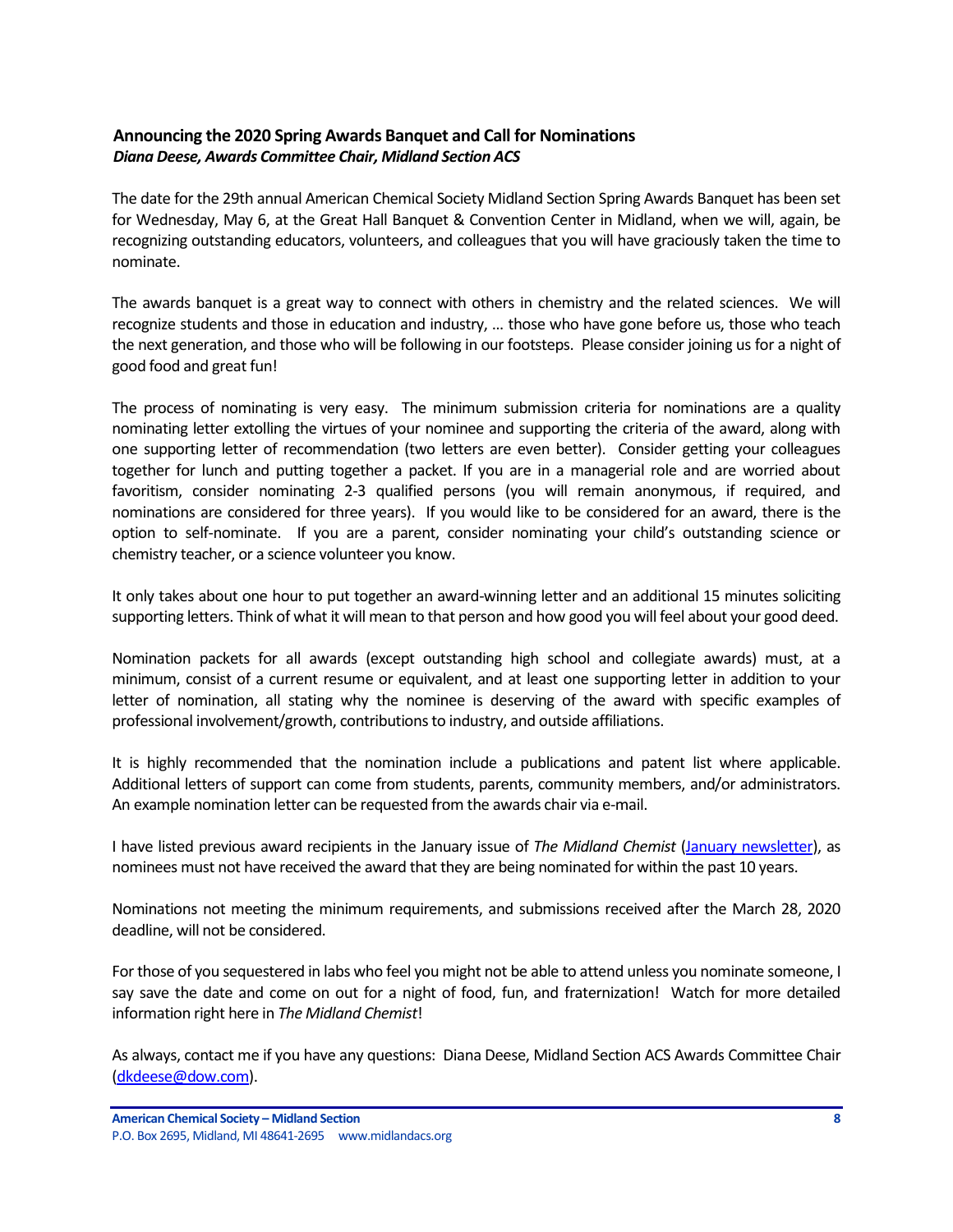## Announcing the 2020 Spring Awards Banquet and Call for Nominations

***Diana Deese, Awards Committee Chair, Midland Section ACS***

The date for the 29th annual American Chemical Society Midland Section Spring Awards Banquet has been set for Wednesday, May 6, at the Great Hall Banquet & Convention Center in Midland, when we will, again, be recognizing outstanding educators, volunteers, and colleagues that you will have graciously taken the time to nominate.

The awards banquet is a great way to connect with others in chemistry and the related sciences. We will recognize students and those in education and industry, … those who have gone before us, those who teach the next generation, and those who will be following in our footsteps. Please consider joining us for a night of good food and great fun!

The process of nominating is very easy. The minimum submission criteria for nominations are a quality nominating letter extolling the virtues of your nominee and supporting the criteria of the award, along with one supporting letter of recommendation (two letters are even better). Consider getting your colleagues together for lunch and putting together a packet. If you are in a managerial role and are worried about favoritism, consider nominating 2-3 qualified persons (you will remain anonymous, if required, and nominations are considered for three years). If you would like to be considered for an award, there is the option to self-nominate. If you are a parent, consider nominating your child's outstanding science or chemistry teacher, or a science volunteer you know.

It only takes about one hour to put together an award-winning letter and an additional 15 minutes soliciting supporting letters. Think of what it will mean to that person and how good you will feel about your good deed.

Nomination packets for all awards (except outstanding high school and collegiate awards) must, at a minimum, consist of a current resume or equivalent, and at least one supporting letter in addition to your letter of nomination, all stating why the nominee is deserving of the award with specific examples of professional involvement/growth, contributions to industry, and outside affiliations.

It is highly recommended that the nomination include a publications and patent list where applicable. Additional letters of support can come from students, parents, community members, and/or administrators. An example nomination letter can be requested from the awards chair via e-mail.

I have listed previous award recipients in the January issue of *The Midland Chemist* (January newsletter), as nominees must not have received the award that they are being nominated for within the past 10 years.

Nominations not meeting the minimum requirements, and submissions received after the March 28, 2020 deadline, will not be considered.

For those of you sequestered in labs who feel you might not be able to attend unless you nominate someone, I say save the date and come on out for a night of food, fun, and fraternization! Watch for more detailed information right here in *The Midland Chemist*!

As always, contact me if you have any questions: Diana Deese, Midland Section ACS Awards Committee Chair (dkdeese@dow.com).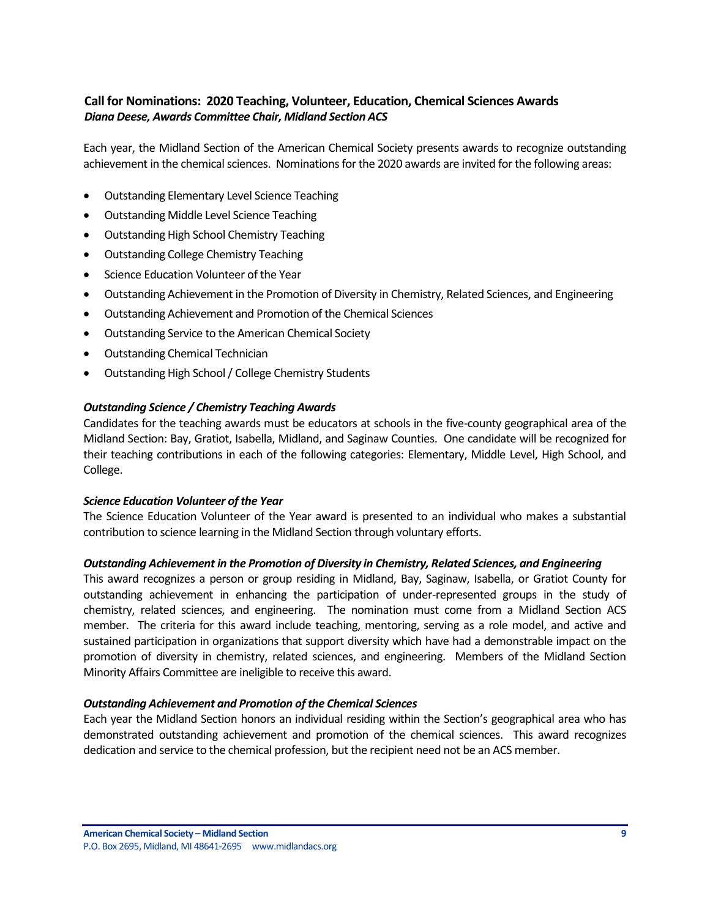## Call for Nominations: 2020 Teaching, Volunteer, Education, Chemical Sciences Awards

***Diana Deese, Awards Committee Chair, Midland Section ACS***

Each year, the Midland Section of the American Chemical Society presents awards to recognize outstanding achievement in the chemical sciences. Nominations for the 2020 awards are invited for the following areas:

- Outstanding Elementary Level Science Teaching
- Outstanding Middle Level Science Teaching
- Outstanding High School Chemistry Teaching
- Outstanding College Chemistry Teaching
- Science Education Volunteer of the Year
- Outstanding Achievement in the Promotion of Diversity in Chemistry, Related Sciences, and Engineering
- Outstanding Achievement and Promotion of the Chemical Sciences
- Outstanding Service to the American Chemical Society
- Outstanding Chemical Technician
- Outstanding High School / College Chemistry Students

***Outstanding Science / Chemistry Teaching Awards***

Candidates for the teaching awards must be educators at schools in the five-county geographical area of the Midland Section: Bay, Gratiot, Isabella, Midland, and Saginaw Counties. One candidate will be recognized for their teaching contributions in each of the following categories: Elementary, Middle Level, High School, and College.

***Science Education Volunteer of the Year***

The Science Education Volunteer of the Year award is presented to an individual who makes a substantial contribution to science learning in the Midland Section through voluntary efforts.

***Outstanding Achievement in the Promotion of Diversity in Chemistry, Related Sciences, and Engineering***

This award recognizes a person or group residing in Midland, Bay, Saginaw, Isabella, or Gratiot County for outstanding achievement in enhancing the participation of under-represented groups in the study of chemistry, related sciences, and engineering. The nomination must come from a Midland Section ACS member. The criteria for this award include teaching, mentoring, serving as a role model, and active and sustained participation in organizations that support diversity which have had a demonstrable impact on the promotion of diversity in chemistry, related sciences, and engineering. Members of the Midland Section Minority Affairs Committee are ineligible to receive this award.

***Outstanding Achievement and Promotion of the Chemical Sciences***

Each year the Midland Section honors an individual residing within the Section's geographical area who has demonstrated outstanding achievement and promotion of the chemical sciences. This award recognizes dedication and service to the chemical profession, but the recipient need not be an ACS member.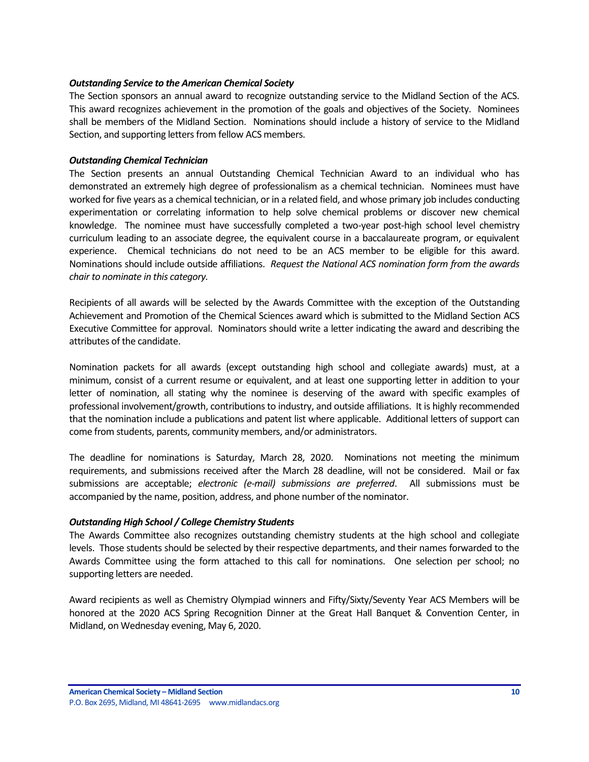***Outstanding Service to the American Chemical Society***

The Section sponsors an annual award to recognize outstanding service to the Midland Section of the ACS. This award recognizes achievement in the promotion of the goals and objectives of the Society. Nominees shall be members of the Midland Section. Nominations should include a history of service to the Midland Section, and supporting letters from fellow ACS members.

***Outstanding Chemical Technician***

The Section presents an annual Outstanding Chemical Technician Award to an individual who has demonstrated an extremely high degree of professionalism as a chemical technician. Nominees must have worked for five years as a chemical technician, or in a related field, and whose primary job includes conducting experimentation or correlating information to help solve chemical problems or discover new chemical knowledge. The nominee must have successfully completed a two-year post-high school level chemistry curriculum leading to an associate degree, the equivalent course in a baccalaureate program, or equivalent experience. Chemical technicians do not need to be an ACS member to be eligible for this award. Nominations should include outside affiliations. *Request the National ACS nomination form from the awards chair to nominate in this category.*

Recipients of all awards will be selected by the Awards Committee with the exception of the Outstanding Achievement and Promotion of the Chemical Sciences award which is submitted to the Midland Section ACS Executive Committee for approval. Nominators should write a letter indicating the award and describing the attributes of the candidate.

Nomination packets for all awards (except outstanding high school and collegiate awards) must, at a minimum, consist of a current resume or equivalent, and at least one supporting letter in addition to your letter of nomination, all stating why the nominee is deserving of the award with specific examples of professional involvement/growth, contributions to industry, and outside affiliations. It is highly recommended that the nomination include a publications and patent list where applicable. Additional letters of support can come from students, parents, community members, and/or administrators.

The deadline for nominations is Saturday, March 28, 2020. Nominations not meeting the minimum requirements, and submissions received after the March 28 deadline, will not be considered. Mail or fax submissions are acceptable; *electronic (e-mail) submissions are preferred*. All submissions must be accompanied by the name, position, address, and phone number of the nominator.

***Outstanding High School / College Chemistry Students***

The Awards Committee also recognizes outstanding chemistry students at the high school and collegiate levels. Those students should be selected by their respective departments, and their names forwarded to the Awards Committee using the form attached to this call for nominations. One selection per school; no supporting letters are needed.

Award recipients as well as Chemistry Olympiad winners and Fifty/Sixty/Seventy Year ACS Members will be honored at the 2020 ACS Spring Recognition Dinner at the Great Hall Banquet & Convention Center, in Midland, on Wednesday evening, May 6, 2020.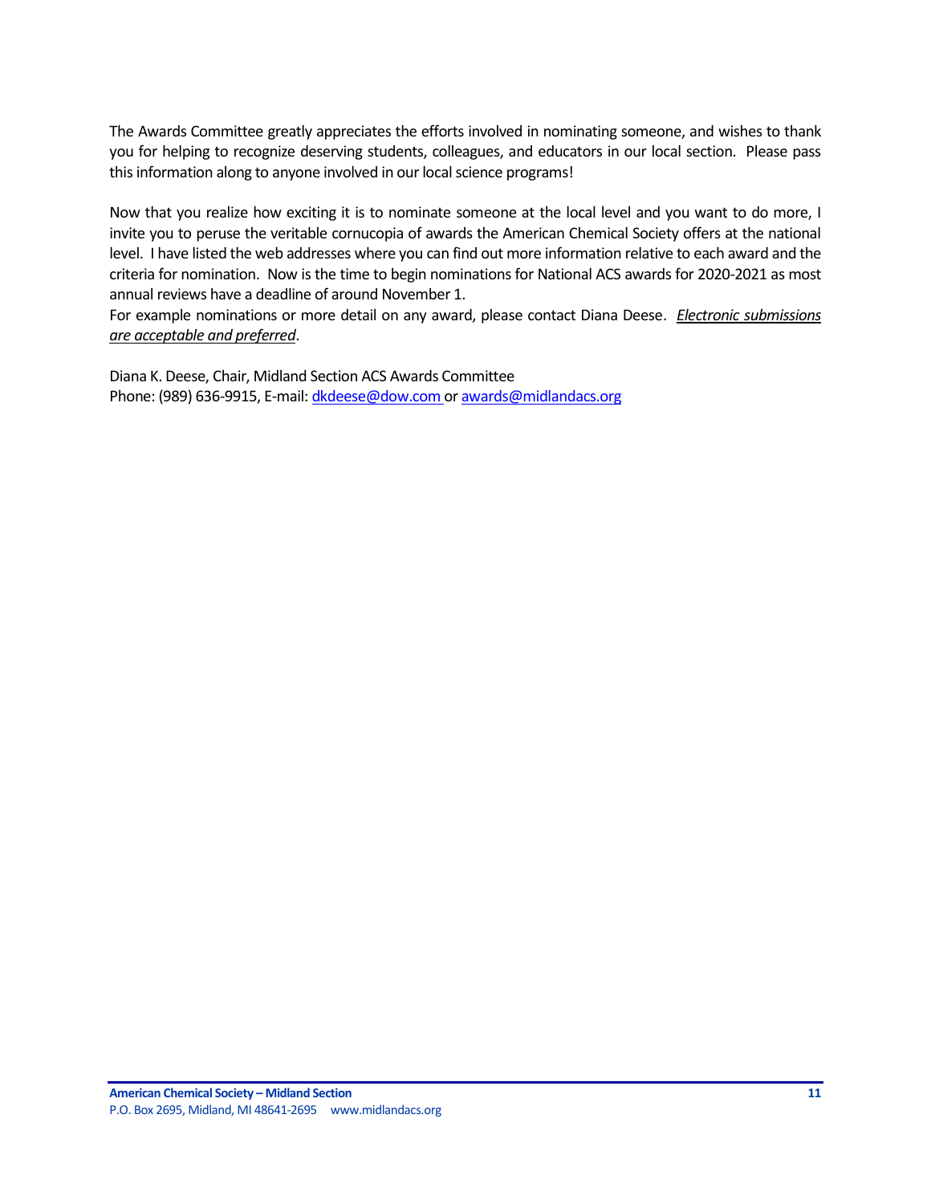The Awards Committee greatly appreciates the efforts involved in nominating someone, and wishes to thank you for helping to recognize deserving students, colleagues, and educators in our local section. Please pass this information along to anyone involved in our local science programs!

Now that you realize how exciting it is to nominate someone at the local level and you want to do more, I invite you to peruse the veritable cornucopia of awards the American Chemical Society offers at the national level. I have listed the web addresses where you can find out more information relative to each award and the criteria for nomination. Now is the time to begin nominations for National ACS awards for 2020-2021 as most annual reviews have a deadline of around November 1.
For example nominations or more detail on any award, please contact Diana Deese. *Electronic submissions are acceptable and preferred*.

Diana K. Deese, Chair, Midland Section ACS Awards Committee
Phone: (989) 636-9915, E-mail: dkdeese@dow.com or awards@midlandacs.org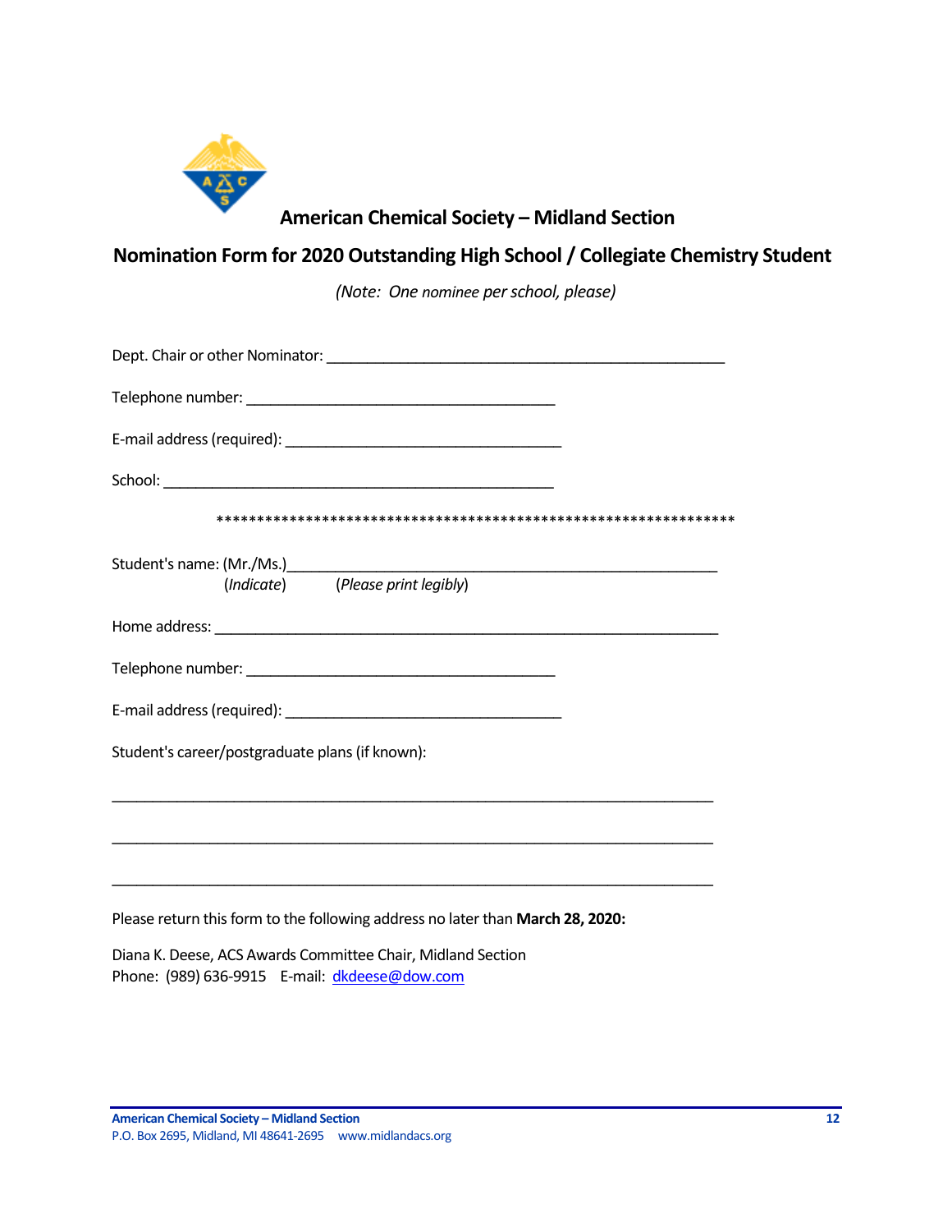## American Chemical Society – Midland Section

## Nomination Form for 2020 Outstanding High School / Collegiate Chemistry Student

*(Note: One nominee per school, please)*

Dept. Chair or other Nominator: _______________________________________________

Telephone number: _____________________________________

E-mail address (required): _________________________________

School: _______________________________________________

****************************************************************

Student's name: (Mr./Ms.)___________________________________________________
(*Indicate*) (*Please print legibly*)

Home address: ____________________________________________________________

Telephone number: _____________________________________

E-mail address (required): _________________________________

Student's career/postgraduate plans (if known):

_______________________________________________________________________

_______________________________________________________________________

_______________________________________________________________________

Please return this form to the following address no later than **March 28, 2020:**

Diana K. Deese, ACS Awards Committee Chair, Midland Section
Phone: (989) 636-9915 E-mail: dkdeese@dow.com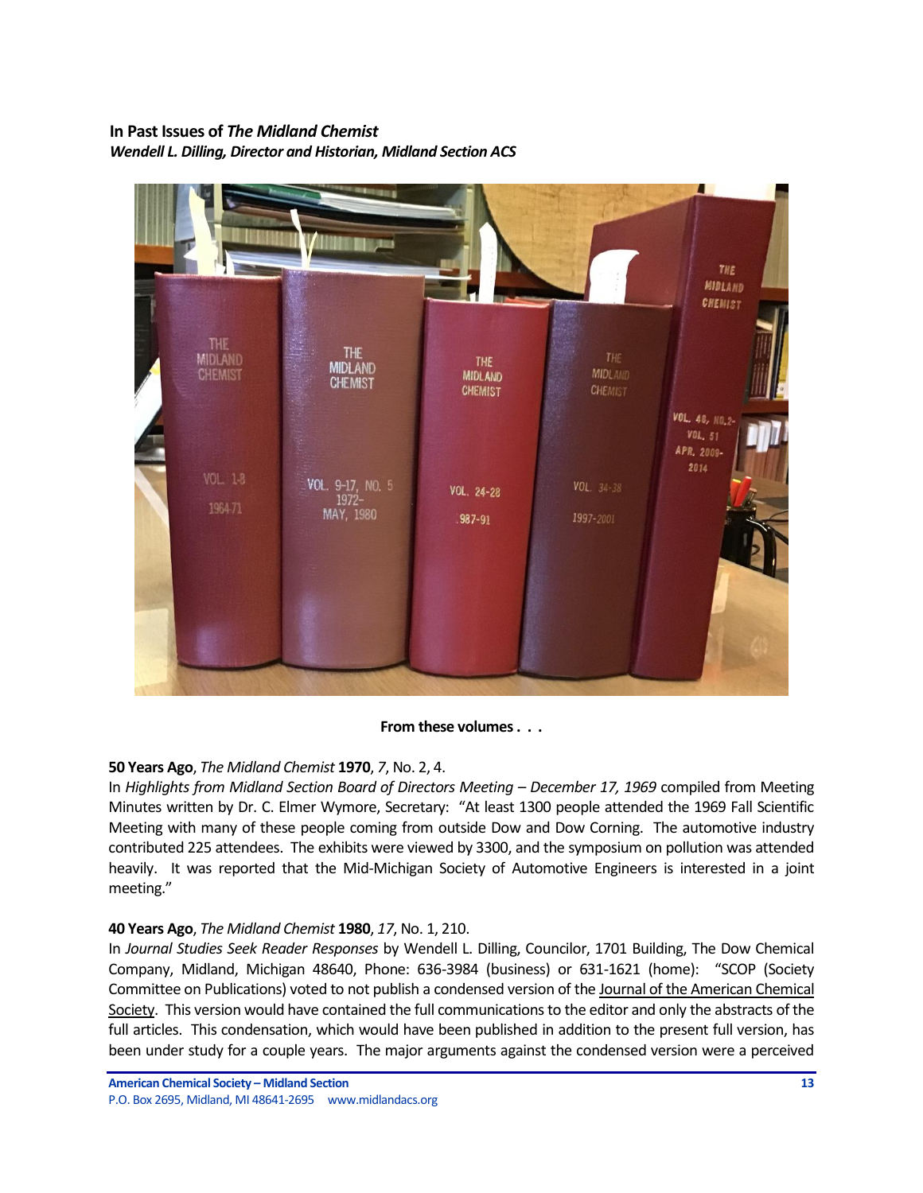**In Past Issues of *The Midland Chemist***
***Wendell L. Dilling, Director and Historian, Midland Section ACS***

**From these volumes . . .**

**50 Years Ago**, *The Midland Chemist* **1970**, *7*, No. 2, 4.
In *Highlights from Midland Section Board of Directors Meeting – December 17, 1969* compiled from Meeting Minutes written by Dr. C. Elmer Wymore, Secretary: "At least 1300 people attended the 1969 Fall Scientific Meeting with many of these people coming from outside Dow and Dow Corning. The automotive industry contributed 225 attendees. The exhibits were viewed by 3300, and the symposium on pollution was attended heavily. It was reported that the Mid-Michigan Society of Automotive Engineers is interested in a joint meeting."

**40 Years Ago**, *The Midland Chemist* **1980**, *17*, No. 1, 210.
In *Journal Studies Seek Reader Responses* by Wendell L. Dilling, Councilor, 1701 Building, The Dow Chemical Company, Midland, Michigan 48640, Phone: 636-3984 (business) or 631-1621 (home): "SCOP (Society Committee on Publications) voted to not publish a condensed version of the Journal of the American Chemical Society. This version would have contained the full communications to the editor and only the abstracts of the full articles. This condensation, which would have been published in addition to the present full version, has been under study for a couple years. The major arguments against the condensed version were a perceived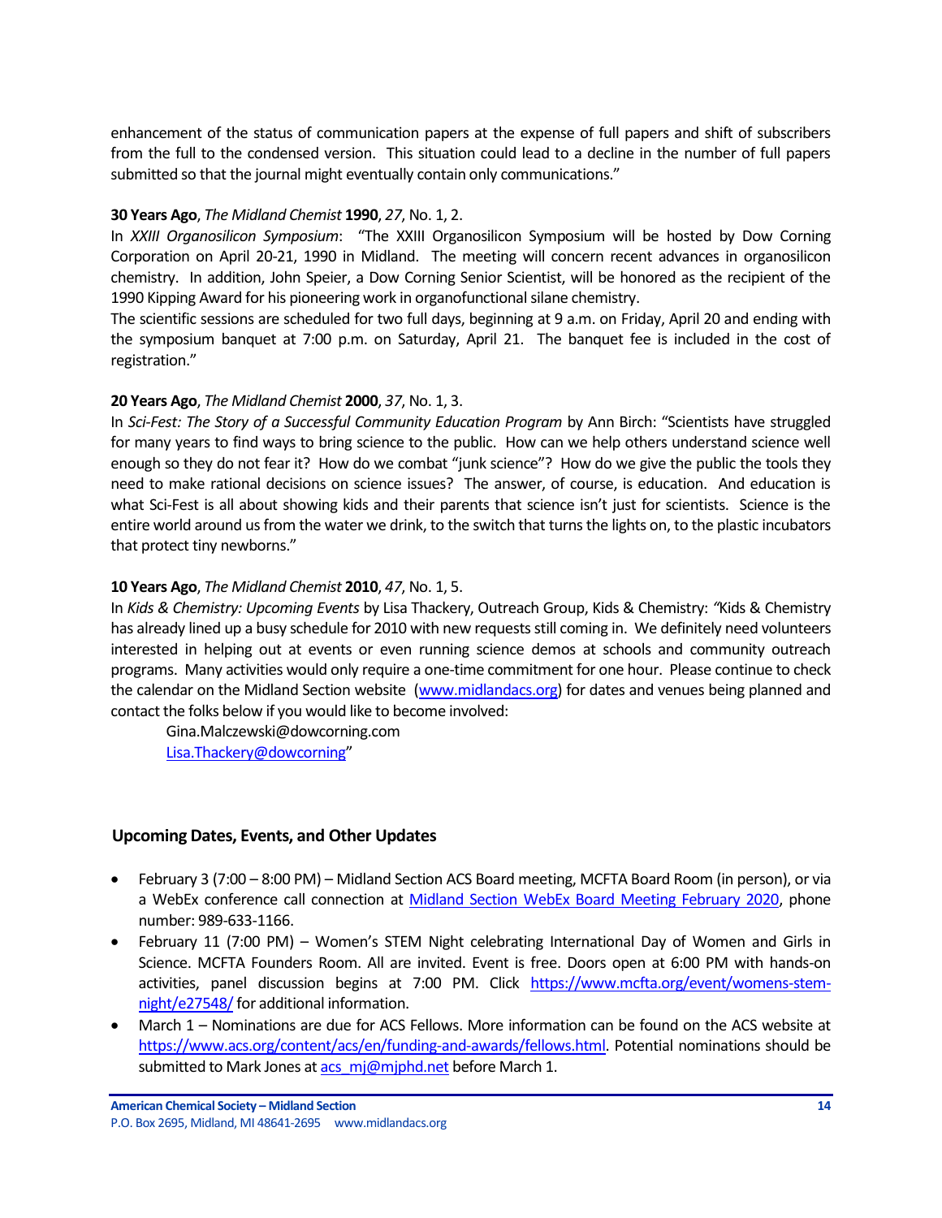enhancement of the status of communication papers at the expense of full papers and shift of subscribers from the full to the condensed version. This situation could lead to a decline in the number of full papers submitted so that the journal might eventually contain only communications."

**30 Years Ago**, *The Midland Chemist* **1990**, *27*, No. 1, 2.
In *XXIII Organosilicon Symposium*: "The XXIII Organosilicon Symposium will be hosted by Dow Corning Corporation on April 20-21, 1990 in Midland. The meeting will concern recent advances in organosilicon chemistry. In addition, John Speier, a Dow Corning Senior Scientist, will be honored as the recipient of the 1990 Kipping Award for his pioneering work in organofunctional silane chemistry.
The scientific sessions are scheduled for two full days, beginning at 9 a.m. on Friday, April 20 and ending with the symposium banquet at 7:00 p.m. on Saturday, April 21. The banquet fee is included in the cost of registration."

**20 Years Ago**, *The Midland Chemist* **2000**, *37*, No. 1, 3.
In *Sci-Fest: The Story of a Successful Community Education Program* by Ann Birch: "Scientists have struggled for many years to find ways to bring science to the public. How can we help others understand science well enough so they do not fear it? How do we combat "junk science"? How do we give the public the tools they need to make rational decisions on science issues? The answer, of course, is education. And education is what Sci-Fest is all about showing kids and their parents that science isn't just for scientists. Science is the entire world around us from the water we drink, to the switch that turns the lights on, to the plastic incubators that protect tiny newborns."

**10 Years Ago**, *The Midland Chemist* **2010**, *47*, No. 1, 5.
In *Kids & Chemistry: Upcoming Events* by Lisa Thackery, Outreach Group, Kids & Chemistry: "Kids & Chemistry has already lined up a busy schedule for 2010 with new requests still coming in. We definitely need volunteers interested in helping out at events or even running science demos at schools and community outreach programs. Many activities would only require a one-time commitment for one hour. Please continue to check the calendar on the Midland Section website (www.midlandacs.org) for dates and venues being planned and contact the folks below if you would like to become involved:

Gina.Malczewski@dowcorning.com
Lisa.Thackery@dowcorning"

### Upcoming Dates, Events, and Other Updates

- February 3 (7:00 – 8:00 PM) – Midland Section ACS Board meeting, MCFTA Board Room (in person), or via a WebEx conference call connection at Midland Section WebEx Board Meeting February 2020, phone number: 989-633-1166.
- February 11 (7:00 PM) – Women's STEM Night celebrating International Day of Women and Girls in Science. MCFTA Founders Room. All are invited. Event is free. Doors open at 6:00 PM with hands-on activities, panel discussion begins at 7:00 PM. Click https://www.mcfta.org/event/womens-stem-night/e27548/ for additional information.
- March 1 – Nominations are due for ACS Fellows. More information can be found on the ACS website at https://www.acs.org/content/acs/en/funding-and-awards/fellows.html. Potential nominations should be submitted to Mark Jones at acs_mj@mjphd.net before March 1.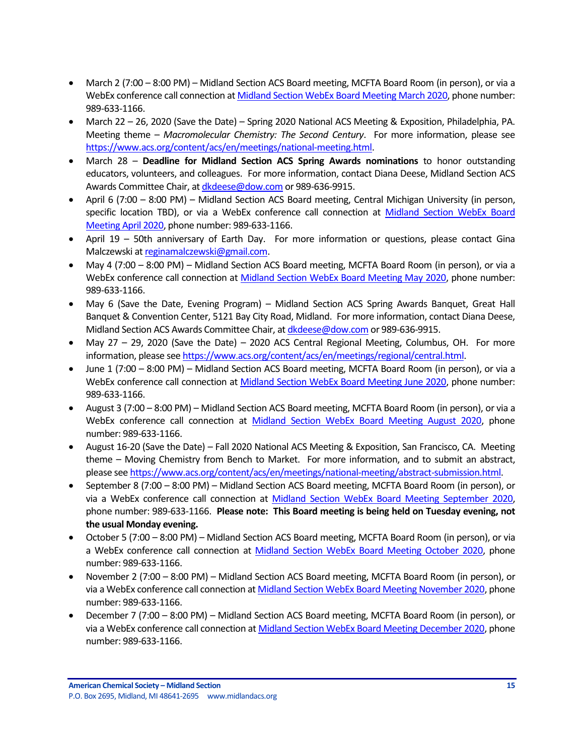- March 2 (7:00 – 8:00 PM) – Midland Section ACS Board meeting, MCFTA Board Room (in person), or via a WebEx conference call connection at Midland Section WebEx Board Meeting March 2020, phone number: 989-633-1166.
- March 22 – 26, 2020 (Save the Date) – Spring 2020 National ACS Meeting & Exposition, Philadelphia, PA. Meeting theme – *Macromolecular Chemistry: The Second Century*. For more information, please see https://www.acs.org/content/acs/en/meetings/national-meeting.html.
- March 28 – **Deadline for Midland Section ACS Spring Awards nominations** to honor outstanding educators, volunteers, and colleagues. For more information, contact Diana Deese, Midland Section ACS Awards Committee Chair, at dkdeese@dow.com or 989-636-9915.
- April 6 (7:00 – 8:00 PM) – Midland Section ACS Board meeting, Central Michigan University (in person, specific location TBD), or via a WebEx conference call connection at Midland Section WebEx Board Meeting April 2020, phone number: 989-633-1166.
- April 19 – 50th anniversary of Earth Day. For more information or questions, please contact Gina Malczewski at reginamalczewski@gmail.com.
- May 4 (7:00 – 8:00 PM) – Midland Section ACS Board meeting, MCFTA Board Room (in person), or via a WebEx conference call connection at Midland Section WebEx Board Meeting May 2020, phone number: 989-633-1166.
- May 6 (Save the Date, Evening Program) – Midland Section ACS Spring Awards Banquet, Great Hall Banquet & Convention Center, 5121 Bay City Road, Midland. For more information, contact Diana Deese, Midland Section ACS Awards Committee Chair, at dkdeese@dow.com or 989-636-9915.
- May 27 – 29, 2020 (Save the Date) – 2020 ACS Central Regional Meeting, Columbus, OH. For more information, please see https://www.acs.org/content/acs/en/meetings/regional/central.html.
- June 1 (7:00 – 8:00 PM) – Midland Section ACS Board meeting, MCFTA Board Room (in person), or via a WebEx conference call connection at Midland Section WebEx Board Meeting June 2020, phone number: 989-633-1166.
- August 3 (7:00 – 8:00 PM) – Midland Section ACS Board meeting, MCFTA Board Room (in person), or via a WebEx conference call connection at Midland Section WebEx Board Meeting August 2020, phone number: 989-633-1166.
- August 16-20 (Save the Date) – Fall 2020 National ACS Meeting & Exposition, San Francisco, CA. Meeting theme – Moving Chemistry from Bench to Market. For more information, and to submit an abstract, please see https://www.acs.org/content/acs/en/meetings/national-meeting/abstract-submission.html.
- September 8 (7:00 – 8:00 PM) – Midland Section ACS Board meeting, MCFTA Board Room (in person), or via a WebEx conference call connection at Midland Section WebEx Board Meeting September 2020, phone number: 989-633-1166. **Please note: This Board meeting is being held on Tuesday evening, not the usual Monday evening.**
- October 5 (7:00 – 8:00 PM) – Midland Section ACS Board meeting, MCFTA Board Room (in person), or via a WebEx conference call connection at Midland Section WebEx Board Meeting October 2020, phone number: 989-633-1166.
- November 2 (7:00 – 8:00 PM) – Midland Section ACS Board meeting, MCFTA Board Room (in person), or via a WebEx conference call connection at Midland Section WebEx Board Meeting November 2020, phone number: 989-633-1166.
- December 7 (7:00 – 8:00 PM) – Midland Section ACS Board meeting, MCFTA Board Room (in person), or via a WebEx conference call connection at Midland Section WebEx Board Meeting December 2020, phone number: 989-633-1166.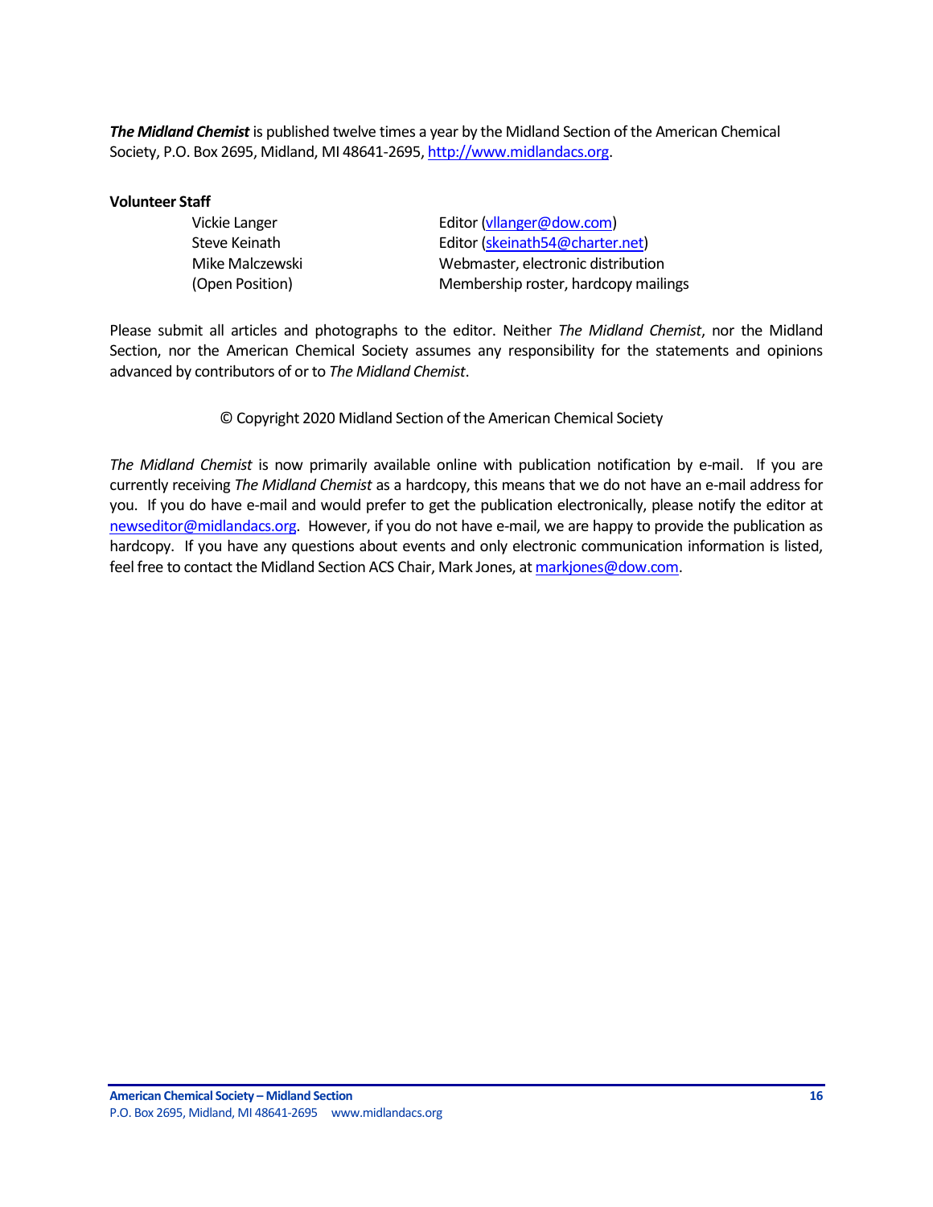***The Midland Chemist*** is published twelve times a year by the Midland Section of the American Chemical Society, P.O. Box 2695, Midland, MI 48641-2695, http://www.midlandacs.org.

**Volunteer Staff**

| | |
|---|---|
| Vickie Langer | Editor (vllanger@dow.com) |
| Steve Keinath | Editor (skeinath54@charter.net) |
| Mike Malczewski | Webmaster, electronic distribution |
| (Open Position) | Membership roster, hardcopy mailings |

Please submit all articles and photographs to the editor. Neither *The Midland Chemist*, nor the Midland Section, nor the American Chemical Society assumes any responsibility for the statements and opinions advanced by contributors of or to *The Midland Chemist*.

© Copyright 2020 Midland Section of the American Chemical Society

*The Midland Chemist* is now primarily available online with publication notification by e-mail. If you are currently receiving *The Midland Chemist* as a hardcopy, this means that we do not have an e-mail address for you. If you do have e-mail and would prefer to get the publication electronically, please notify the editor at newseditor@midlandacs.org. However, if you do not have e-mail, we are happy to provide the publication as hardcopy. If you have any questions about events and only electronic communication information is listed, feel free to contact the Midland Section ACS Chair, Mark Jones, at markjones@dow.com.